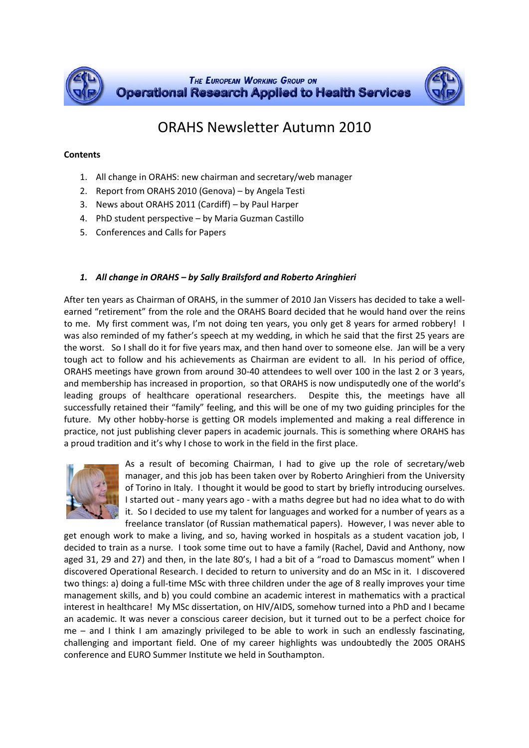THE EUROPEAN WORKING GROUP ON
**Operational Research Applied to Health Services**

# ORAHS Newsletter Autumn 2010

**Contents**

1. All change in ORAHS: new chairman and secretary/web manager
2. Report from ORAHS 2010 (Genova) – by Angela Testi
3. News about ORAHS 2011 (Cardiff) – by Paul Harper
4. PhD student perspective – by Maria Guzman Castillo
5. Conferences and Calls for Papers

## *1. All change in ORAHS – by Sally Brailsford and Roberto Aringhieri*

After ten years as Chairman of ORAHS, in the summer of 2010 Jan Vissers has decided to take a well-earned "retirement" from the role and the ORAHS Board decided that he would hand over the reins to me. My first comment was, I'm not doing ten years, you only get 8 years for armed robbery! I was also reminded of my father's speech at my wedding, in which he said that the first 25 years are the worst. So I shall do it for five years max, and then hand over to someone else. Jan will be a very tough act to follow and his achievements as Chairman are evident to all. In his period of office, ORAHS meetings have grown from around 30-40 attendees to well over 100 in the last 2 or 3 years, and membership has increased in proportion, so that ORAHS is now undisputedly one of the world's leading groups of healthcare operational researchers. Despite this, the meetings have all successfully retained their "family" feeling, and this will be one of my two guiding principles for the future. My other hobby-horse is getting OR models implemented and making a real difference in practice, not just publishing clever papers in academic journals. This is something where ORAHS has a proud tradition and it's why I chose to work in the field in the first place.

As a result of becoming Chairman, I had to give up the role of secretary/web manager, and this job has been taken over by Roberto Aringhieri from the University of Torino in Italy. I thought it would be good to start by briefly introducing ourselves. I started out - many years ago - with a maths degree but had no idea what to do with it. So I decided to use my talent for languages and worked for a number of years as a freelance translator (of Russian mathematical papers). However, I was never able to get enough work to make a living, and so, having worked in hospitals as a student vacation job, I decided to train as a nurse. I took some time out to have a family (Rachel, David and Anthony, now aged 31, 29 and 27) and then, in the late 80's, I had a bit of a "road to Damascus moment" when I discovered Operational Research. I decided to return to university and do an MSc in it. I discovered two things: a) doing a full-time MSc with three children under the age of 8 really improves your time management skills, and b) you could combine an academic interest in mathematics with a practical interest in healthcare! My MSc dissertation, on HIV/AIDS, somehow turned into a PhD and I became an academic. It was never a conscious career decision, but it turned out to be a perfect choice for me – and I think I am amazingly privileged to be able to work in such an endlessly fascinating, challenging and important field. One of my career highlights was undoubtedly the 2005 ORAHS conference and EURO Summer Institute we held in Southampton.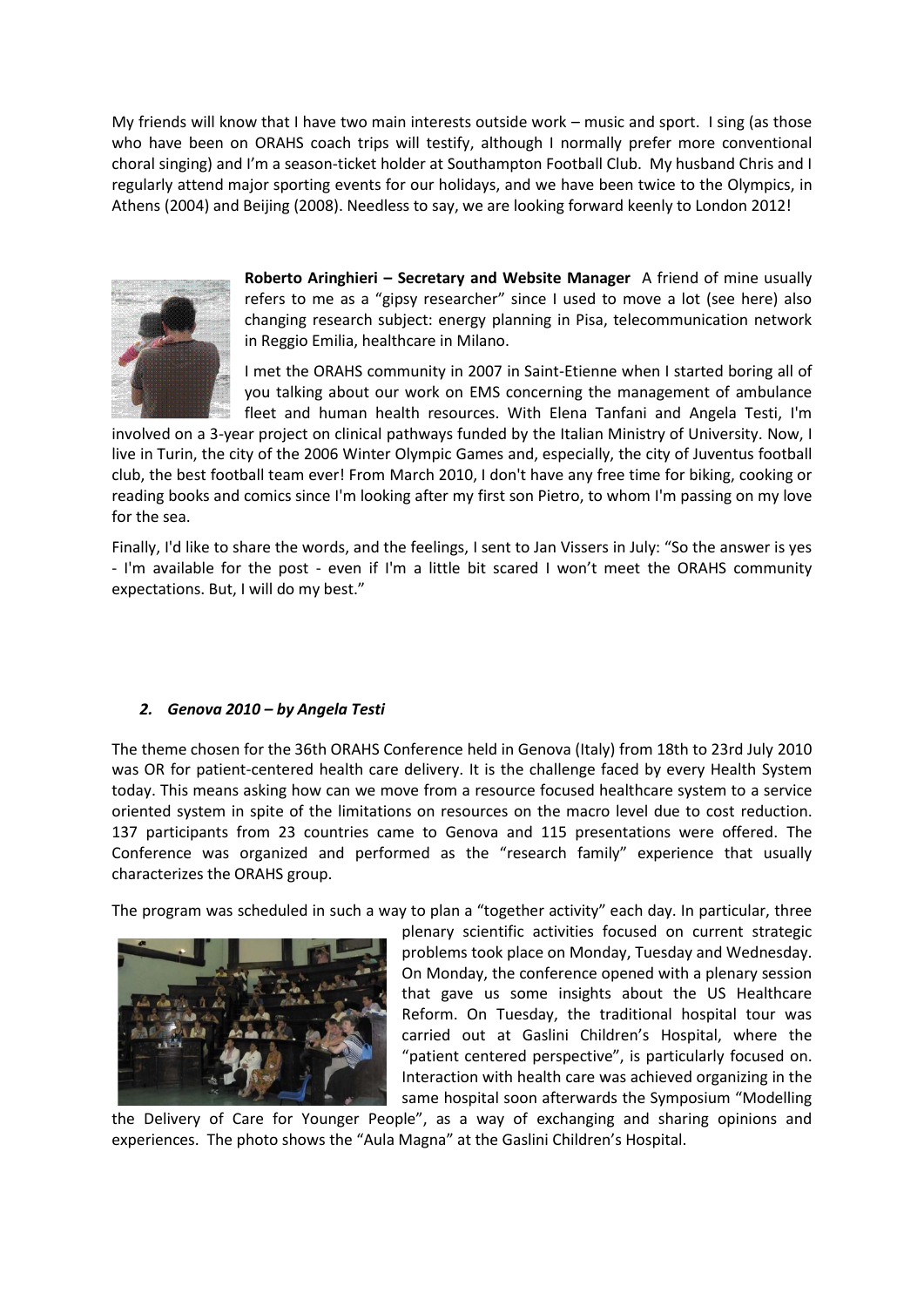My friends will know that I have two main interests outside work – music and sport. I sing (as those who have been on ORAHS coach trips will testify, although I normally prefer more conventional choral singing) and I'm a season-ticket holder at Southampton Football Club. My husband Chris and I regularly attend major sporting events for our holidays, and we have been twice to the Olympics, in Athens (2004) and Beijing (2008). Needless to say, we are looking forward keenly to London 2012!

**Roberto Aringhieri – Secretary and Website Manager** A friend of mine usually refers to me as a "gipsy researcher" since I used to move a lot (see here) also changing research subject: energy planning in Pisa, telecommunication network in Reggio Emilia, healthcare in Milano.

I met the ORAHS community in 2007 in Saint-Etienne when I started boring all of you talking about our work on EMS concerning the management of ambulance fleet and human health resources. With Elena Tanfani and Angela Testi, I'm involved on a 3-year project on clinical pathways funded by the Italian Ministry of University. Now, I live in Turin, the city of the 2006 Winter Olympic Games and, especially, the city of Juventus football club, the best football team ever! From March 2010, I don't have any free time for biking, cooking or reading books and comics since I'm looking after my first son Pietro, to whom I'm passing on my love for the sea.

Finally, I'd like to share the words, and the feelings, I sent to Jan Vissers in July: "So the answer is yes - I'm available for the post - even if I'm a little bit scared I won't meet the ORAHS community expectations. But, I will do my best."

## *2. Genova 2010 – by Angela Testi*

The theme chosen for the 36th ORAHS Conference held in Genova (Italy) from 18th to 23rd July 2010 was OR for patient-centered health care delivery. It is the challenge faced by every Health System today. This means asking how can we move from a resource focused healthcare system to a service oriented system in spite of the limitations on resources on the macro level due to cost reduction. 137 participants from 23 countries came to Genova and 115 presentations were offered. The Conference was organized and performed as the "research family" experience that usually characterizes the ORAHS group.

The program was scheduled in such a way to plan a "together activity" each day. In particular, three plenary scientific activities focused on current strategic problems took place on Monday, Tuesday and Wednesday. On Monday, the conference opened with a plenary session that gave us some insights about the US Healthcare Reform. On Tuesday, the traditional hospital tour was carried out at Gaslini Children's Hospital, where the "patient centered perspective", is particularly focused on. Interaction with health care was achieved organizing in the same hospital soon afterwards the Symposium "Modelling the Delivery of Care for Younger People", as a way of exchanging and sharing opinions and experiences. The photo shows the "Aula Magna" at the Gaslini Children's Hospital.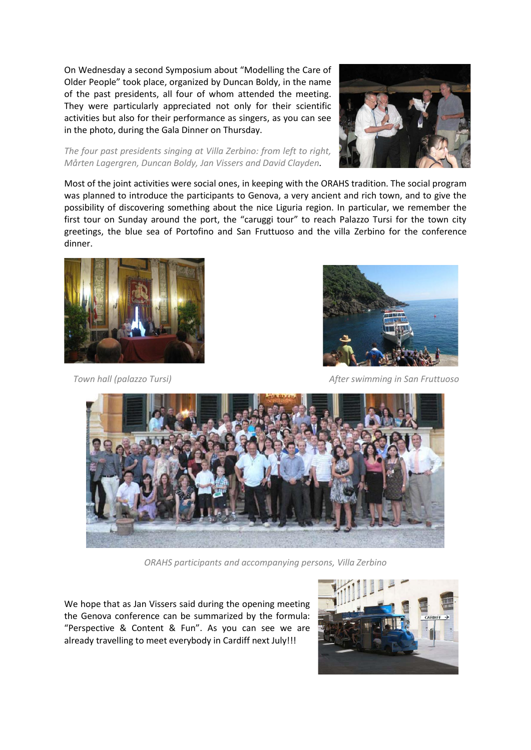On Wednesday a second Symposium about "Modelling the Care of Older People" took place, organized by Duncan Boldy, in the name of the past presidents, all four of whom attended the meeting. They were particularly appreciated not only for their scientific activities but also for their performance as singers, as you can see in the photo, during the Gala Dinner on Thursday.

*The four past presidents singing at Villa Zerbino: from left to right, Mårten Lagergren, Duncan Boldy, Jan Vissers and David Clayden.*

Most of the joint activities were social ones, in keeping with the ORAHS tradition. The social program was planned to introduce the participants to Genova, a very ancient and rich town, and to give the possibility of discovering something about the nice Liguria region. In particular, we remember the first tour on Sunday around the port, the "caruggi tour" to reach Palazzo Tursi for the town city greetings, the blue sea of Portofino and San Fruttuoso and the villa Zerbino for the conference dinner.

*Town hall (palazzo Tursi)*

*After swimming in San Fruttuoso*

*ORAHS participants and accompanying persons, Villa Zerbino*

We hope that as Jan Vissers said during the opening meeting the Genova conference can be summarized by the formula: "Perspective & Content & Fun". As you can see we are already travelling to meet everybody in Cardiff next July!!!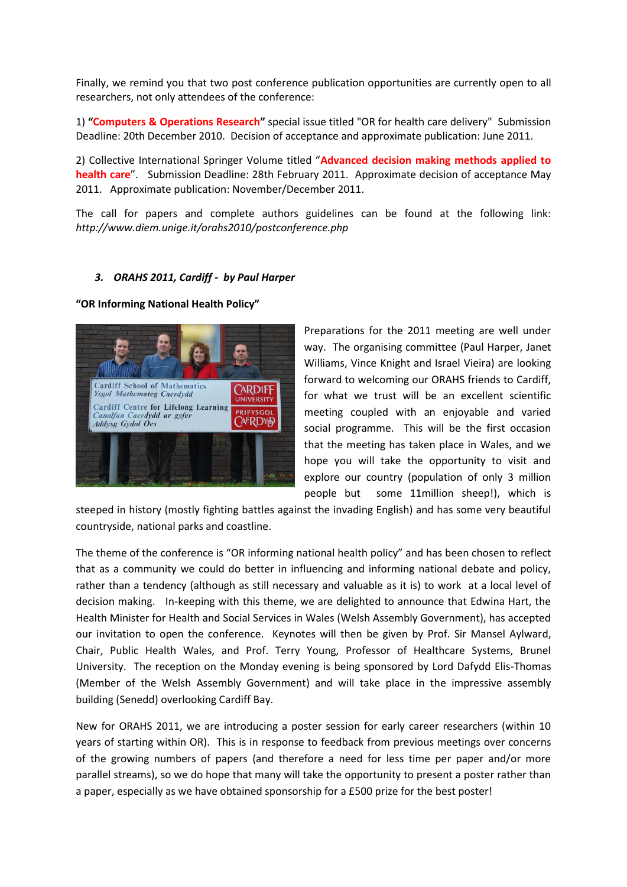Finally, we remind you that two post conference publication opportunities are currently open to all researchers, not only attendees of the conference:

1) **"Computers & Operations Research"** special issue titled "OR for health care delivery" Submission Deadline: 20th December 2010. Decision of acceptance and approximate publication: June 2011.

2) Collective International Springer Volume titled "**Advanced decision making methods applied to health care**". Submission Deadline: 28th February 2011. Approximate decision of acceptance May 2011. Approximate publication: November/December 2011.

The call for papers and complete authors guidelines can be found at the following link: *http://www.diem.unige.it/orahs2010/postconference.php*

### *3. ORAHS 2011, Cardiff - by Paul Harper*

**"OR Informing National Health Policy"**

Preparations for the 2011 meeting are well under way. The organising committee (Paul Harper, Janet Williams, Vince Knight and Israel Vieira) are looking forward to welcoming our ORAHS friends to Cardiff, for what we trust will be an excellent scientific meeting coupled with an enjoyable and varied social programme. This will be the first occasion that the meeting has taken place in Wales, and we hope you will take the opportunity to visit and explore our country (population of only 3 million people but some 11million sheep!), which is steeped in history (mostly fighting battles against the invading English) and has some very beautiful countryside, national parks and coastline.

The theme of the conference is "OR informing national health policy" and has been chosen to reflect that as a community we could do better in influencing and informing national debate and policy, rather than a tendency (although as still necessary and valuable as it is) to work at a local level of decision making. In-keeping with this theme, we are delighted to announce that Edwina Hart, the Health Minister for Health and Social Services in Wales (Welsh Assembly Government), has accepted our invitation to open the conference. Keynotes will then be given by Prof. Sir Mansel Aylward, Chair, Public Health Wales, and Prof. Terry Young, Professor of Healthcare Systems, Brunel University. The reception on the Monday evening is being sponsored by Lord Dafydd Elis-Thomas (Member of the Welsh Assembly Government) and will take place in the impressive assembly building (Senedd) overlooking Cardiff Bay.

New for ORAHS 2011, we are introducing a poster session for early career researchers (within 10 years of starting within OR). This is in response to feedback from previous meetings over concerns of the growing numbers of papers (and therefore a need for less time per paper and/or more parallel streams), so we do hope that many will take the opportunity to present a poster rather than a paper, especially as we have obtained sponsorship for a £500 prize for the best poster!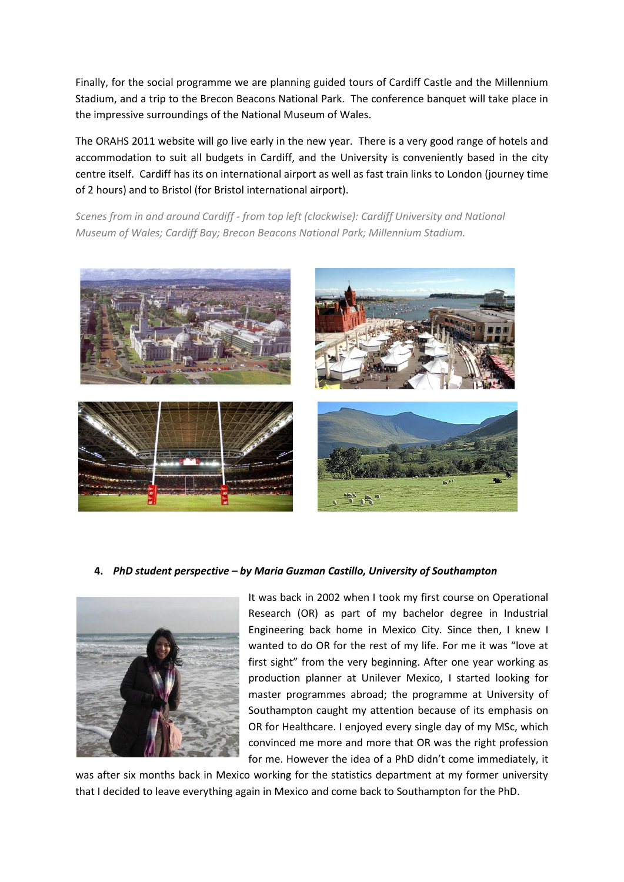Finally, for the social programme we are planning guided tours of Cardiff Castle and the Millennium Stadium, and a trip to the Brecon Beacons National Park. The conference banquet will take place in the impressive surroundings of the National Museum of Wales.

The ORAHS 2011 website will go live early in the new year. There is a very good range of hotels and accommodation to suit all budgets in Cardiff, and the University is conveniently based in the city centre itself. Cardiff has its on international airport as well as fast train links to London (journey time of 2 hours) and to Bristol (for Bristol international airport).

*Scenes from in and around Cardiff - from top left (clockwise): Cardiff University and National Museum of Wales; Cardiff Bay; Brecon Beacons National Park; Millennium Stadium.*

## 4. *PhD student perspective – by Maria Guzman Castillo, University of Southampton*

It was back in 2002 when I took my first course on Operational Research (OR) as part of my bachelor degree in Industrial Engineering back home in Mexico City. Since then, I knew I wanted to do OR for the rest of my life. For me it was "love at first sight" from the very beginning. After one year working as production planner at Unilever Mexico, I started looking for master programmes abroad; the programme at University of Southampton caught my attention because of its emphasis on OR for Healthcare. I enjoyed every single day of my MSc, which convinced me more and more that OR was the right profession for me. However the idea of a PhD didn't come immediately, it was after six months back in Mexico working for the statistics department at my former university that I decided to leave everything again in Mexico and come back to Southampton for the PhD.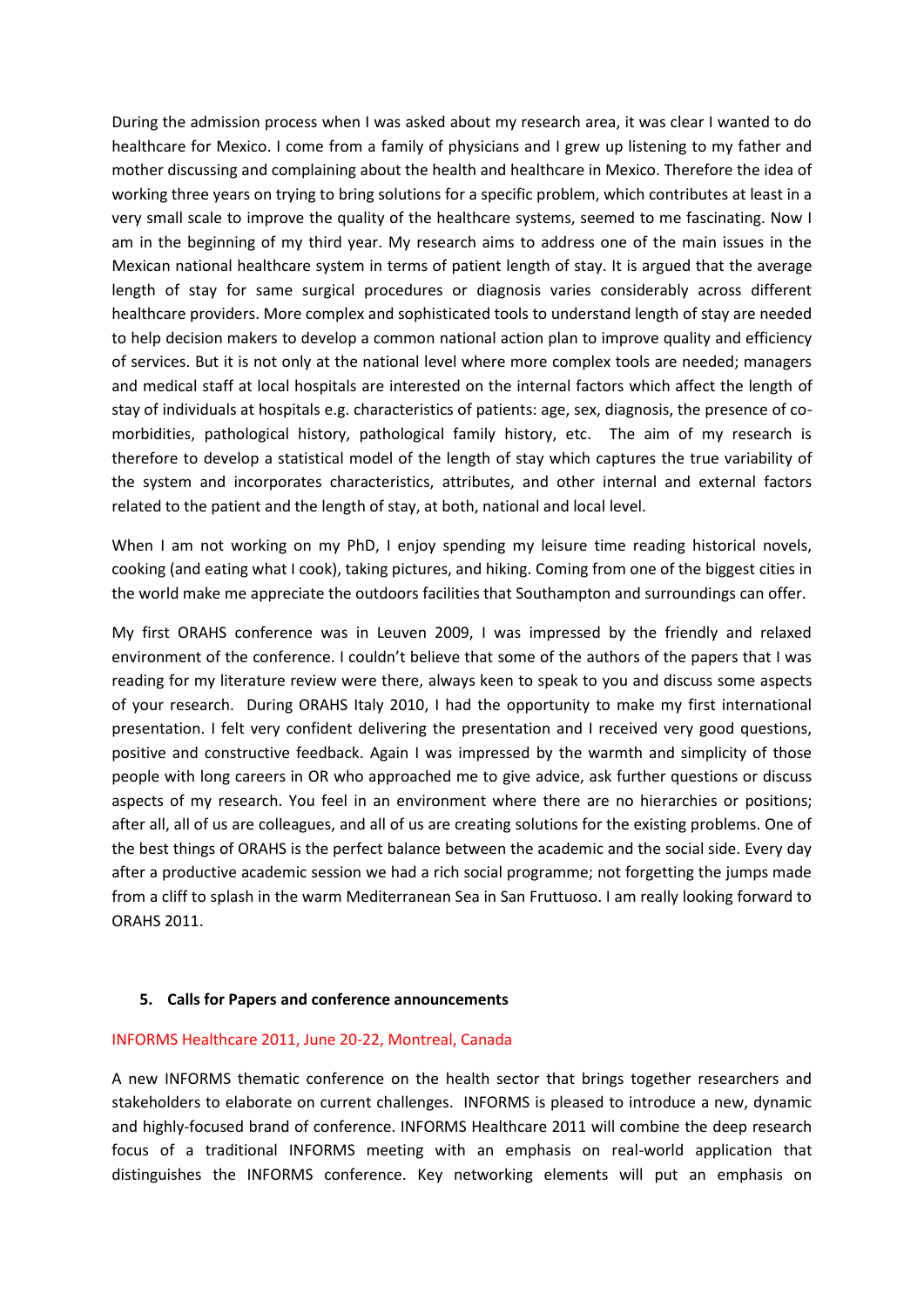During the admission process when I was asked about my research area, it was clear I wanted to do healthcare for Mexico. I come from a family of physicians and I grew up listening to my father and mother discussing and complaining about the health and healthcare in Mexico. Therefore the idea of working three years on trying to bring solutions for a specific problem, which contributes at least in a very small scale to improve the quality of the healthcare systems, seemed to me fascinating. Now I am in the beginning of my third year. My research aims to address one of the main issues in the Mexican national healthcare system in terms of patient length of stay. It is argued that the average length of stay for same surgical procedures or diagnosis varies considerably across different healthcare providers. More complex and sophisticated tools to understand length of stay are needed to help decision makers to develop a common national action plan to improve quality and efficiency of services. But it is not only at the national level where more complex tools are needed; managers and medical staff at local hospitals are interested on the internal factors which affect the length of stay of individuals at hospitals e.g. characteristics of patients: age, sex, diagnosis, the presence of co-morbidities, pathological history, pathological family history, etc. The aim of my research is therefore to develop a statistical model of the length of stay which captures the true variability of the system and incorporates characteristics, attributes, and other internal and external factors related to the patient and the length of stay, at both, national and local level.

When I am not working on my PhD, I enjoy spending my leisure time reading historical novels, cooking (and eating what I cook), taking pictures, and hiking. Coming from one of the biggest cities in the world make me appreciate the outdoors facilities that Southampton and surroundings can offer.

My first ORAHS conference was in Leuven 2009, I was impressed by the friendly and relaxed environment of the conference. I couldn't believe that some of the authors of the papers that I was reading for my literature review were there, always keen to speak to you and discuss some aspects of your research. During ORAHS Italy 2010, I had the opportunity to make my first international presentation. I felt very confident delivering the presentation and I received very good questions, positive and constructive feedback. Again I was impressed by the warmth and simplicity of those people with long careers in OR who approached me to give advice, ask further questions or discuss aspects of my research. You feel in an environment where there are no hierarchies or positions; after all, all of us are colleagues, and all of us are creating solutions for the existing problems. One of the best things of ORAHS is the perfect balance between the academic and the social side. Every day after a productive academic session we had a rich social programme; not forgetting the jumps made from a cliff to splash in the warm Mediterranean Sea in San Fruttuoso. I am really looking forward to ORAHS 2011.

## 5. Calls for Papers and conference announcements

### INFORMS Healthcare 2011, June 20-22, Montreal, Canada

A new INFORMS thematic conference on the health sector that brings together researchers and stakeholders to elaborate on current challenges. INFORMS is pleased to introduce a new, dynamic and highly-focused brand of conference. INFORMS Healthcare 2011 will combine the deep research focus of a traditional INFORMS meeting with an emphasis on real-world application that distinguishes the INFORMS conference. Key networking elements will put an emphasis on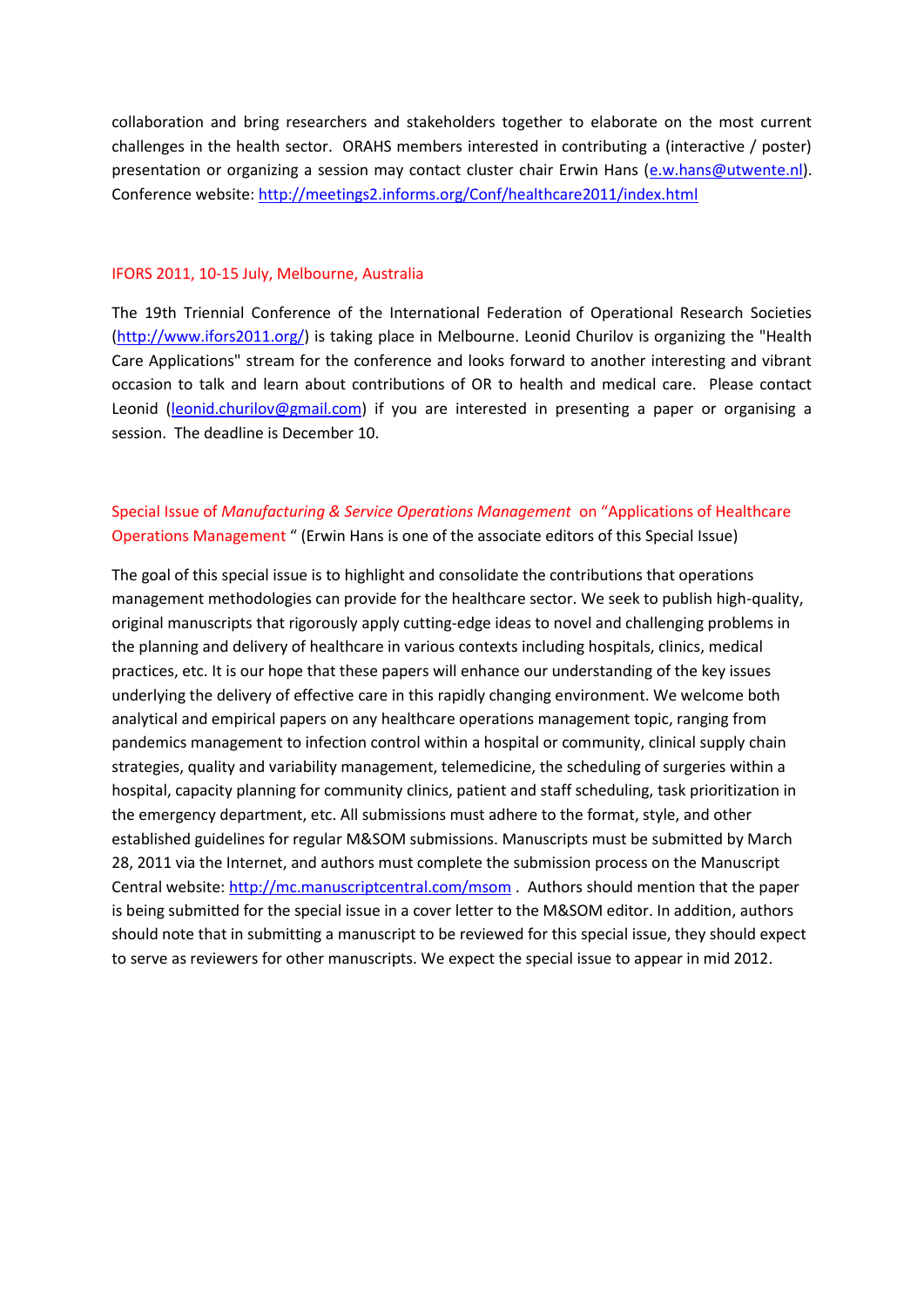collaboration and bring researchers and stakeholders together to elaborate on the most current challenges in the health sector. ORAHS members interested in contributing a (interactive / poster) presentation or organizing a session may contact cluster chair Erwin Hans (e.w.hans@utwente.nl). Conference website: http://meetings2.informs.org/Conf/healthcare2011/index.html

## IFORS 2011, 10-15 July, Melbourne, Australia

The 19th Triennial Conference of the International Federation of Operational Research Societies (http://www.ifors2011.org/) is taking place in Melbourne. Leonid Churilov is organizing the "Health Care Applications" stream for the conference and looks forward to another interesting and vibrant occasion to talk and learn about contributions of OR to health and medical care. Please contact Leonid (leonid.churilov@gmail.com) if you are interested in presenting a paper or organising a session. The deadline is December 10.

## Special Issue of *Manufacturing & Service Operations Management* on "Applications of Healthcare Operations Management " (Erwin Hans is one of the associate editors of this Special Issue)

The goal of this special issue is to highlight and consolidate the contributions that operations management methodologies can provide for the healthcare sector. We seek to publish high-quality, original manuscripts that rigorously apply cutting-edge ideas to novel and challenging problems in the planning and delivery of healthcare in various contexts including hospitals, clinics, medical practices, etc. It is our hope that these papers will enhance our understanding of the key issues underlying the delivery of effective care in this rapidly changing environment. We welcome both analytical and empirical papers on any healthcare operations management topic, ranging from pandemics management to infection control within a hospital or community, clinical supply chain strategies, quality and variability management, telemedicine, the scheduling of surgeries within a hospital, capacity planning for community clinics, patient and staff scheduling, task prioritization in the emergency department, etc. All submissions must adhere to the format, style, and other established guidelines for regular M&SOM submissions. Manuscripts must be submitted by March 28, 2011 via the Internet, and authors must complete the submission process on the Manuscript Central website: http://mc.manuscriptcentral.com/msom . Authors should mention that the paper is being submitted for the special issue in a cover letter to the M&SOM editor. In addition, authors should note that in submitting a manuscript to be reviewed for this special issue, they should expect to serve as reviewers for other manuscripts. We expect the special issue to appear in mid 2012.